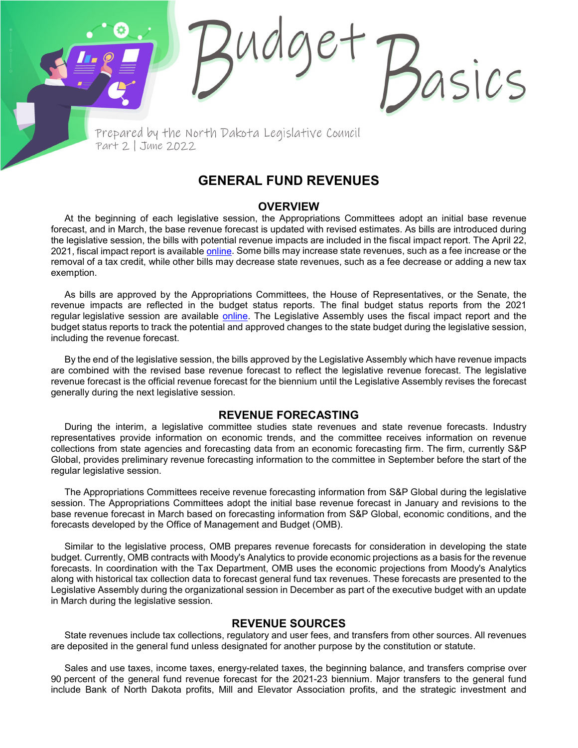# Budget Basics

Prepared by the North Dakota Legislative Council
Part 2 | June 2022

## GENERAL FUND REVENUES

### OVERVIEW

At the beginning of each legislative session, the Appropriations Committees adopt an initial base revenue forecast, and in March, the base revenue forecast is updated with revised estimates. As bills are introduced during the legislative session, the bills with potential revenue impacts are included in the fiscal impact report. The April 22, 2021, fiscal impact report is available online. Some bills may increase state revenues, such as a fee increase or the removal of a tax credit, while other bills may decrease state revenues, such as a fee decrease or adding a new tax exemption.

As bills are approved by the Appropriations Committees, the House of Representatives, or the Senate, the revenue impacts are reflected in the budget status reports. The final budget status reports from the 2021 regular legislative session are available online. The Legislative Assembly uses the fiscal impact report and the budget status reports to track the potential and approved changes to the state budget during the legislative session, including the revenue forecast.

By the end of the legislative session, the bills approved by the Legislative Assembly which have revenue impacts are combined with the revised base revenue forecast to reflect the legislative revenue forecast. The legislative revenue forecast is the official revenue forecast for the biennium until the Legislative Assembly revises the forecast generally during the next legislative session.

### REVENUE FORECASTING

During the interim, a legislative committee studies state revenues and state revenue forecasts. Industry representatives provide information on economic trends, and the committee receives information on revenue collections from state agencies and forecasting data from an economic forecasting firm. The firm, currently S&P Global, provides preliminary revenue forecasting information to the committee in September before the start of the regular legislative session.

The Appropriations Committees receive revenue forecasting information from S&P Global during the legislative session. The Appropriations Committees adopt the initial base revenue forecast in January and revisions to the base revenue forecast in March based on forecasting information from S&P Global, economic conditions, and the forecasts developed by the Office of Management and Budget (OMB).

Similar to the legislative process, OMB prepares revenue forecasts for consideration in developing the state budget. Currently, OMB contracts with Moody's Analytics to provide economic projections as a basis for the revenue forecasts. In coordination with the Tax Department, OMB uses the economic projections from Moody's Analytics along with historical tax collection data to forecast general fund tax revenues. These forecasts are presented to the Legislative Assembly during the organizational session in December as part of the executive budget with an update in March during the legislative session.

### REVENUE SOURCES

State revenues include tax collections, regulatory and user fees, and transfers from other sources. All revenues are deposited in the general fund unless designated for another purpose by the constitution or statute.

Sales and use taxes, income taxes, energy-related taxes, the beginning balance, and transfers comprise over 90 percent of the general fund revenue forecast for the 2021-23 biennium. Major transfers to the general fund include Bank of North Dakota profits, Mill and Elevator Association profits, and the strategic investment and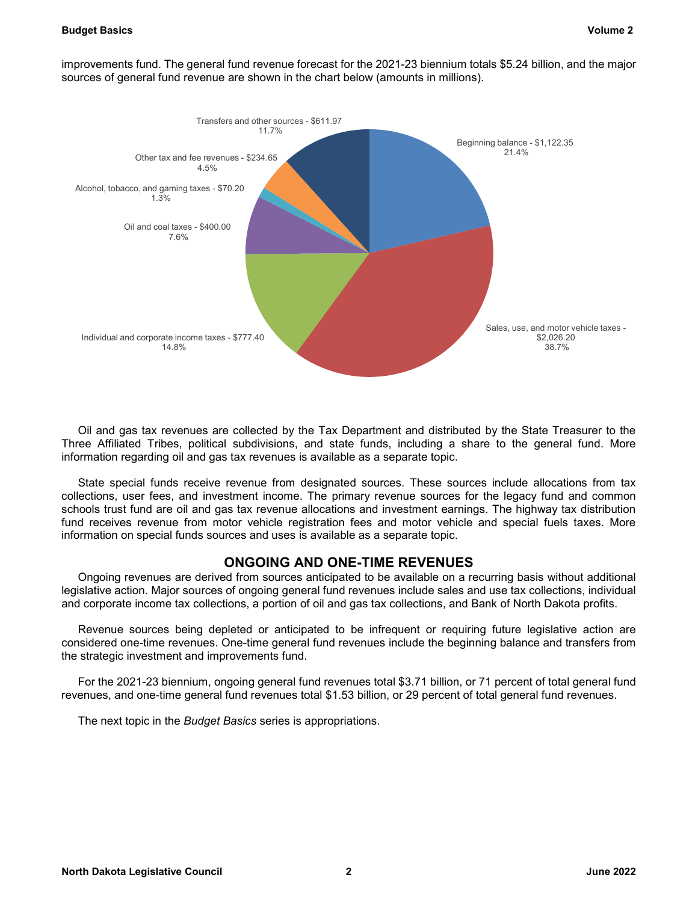improvements fund. The general fund revenue forecast for the 2021-23 biennium totals $5.24 billion, and the major sources of general fund revenue are shown in the chart below (amounts in millions).

Transfers and other sources - $611.97
11.7%

Beginning balance - $1,122.35
21.4%

Other tax and fee revenues - $234.65
4.5%

Alcohol, tobacco, and gaming taxes - $70.20
1.3%

Oil and coal taxes - $400.00
7.6%

Sales, use, and motor vehicle taxes - $2,026.20
38.7%

Individual and corporate income taxes - $777.40
14.8%

Oil and gas tax revenues are collected by the Tax Department and distributed by the State Treasurer to the Three Affiliated Tribes, political subdivisions, and state funds, including a share to the general fund. More information regarding oil and gas tax revenues is available as a separate topic.

State special funds receive revenue from designated sources. These sources include allocations from tax collections, user fees, and investment income. The primary revenue sources for the legacy fund and common schools trust fund are oil and gas tax revenue allocations and investment earnings. The highway tax distribution fund receives revenue from motor vehicle registration fees and motor vehicle and special fuels taxes. More information on special funds sources and uses is available as a separate topic.

## ONGOING AND ONE-TIME REVENUES

Ongoing revenues are derived from sources anticipated to be available on a recurring basis without additional legislative action. Major sources of ongoing general fund revenues include sales and use tax collections, individual and corporate income tax collections, a portion of oil and gas tax collections, and Bank of North Dakota profits.

Revenue sources being depleted or anticipated to be infrequent or requiring future legislative action are considered one-time revenues. One-time general fund revenues include the beginning balance and transfers from the strategic investment and improvements fund.

For the 2021-23 biennium, ongoing general fund revenues total $3.71 billion, or 71 percent of total general fund revenues, and one-time general fund revenues total $1.53 billion, or 29 percent of total general fund revenues.

The next topic in the *Budget Basics* series is appropriations.